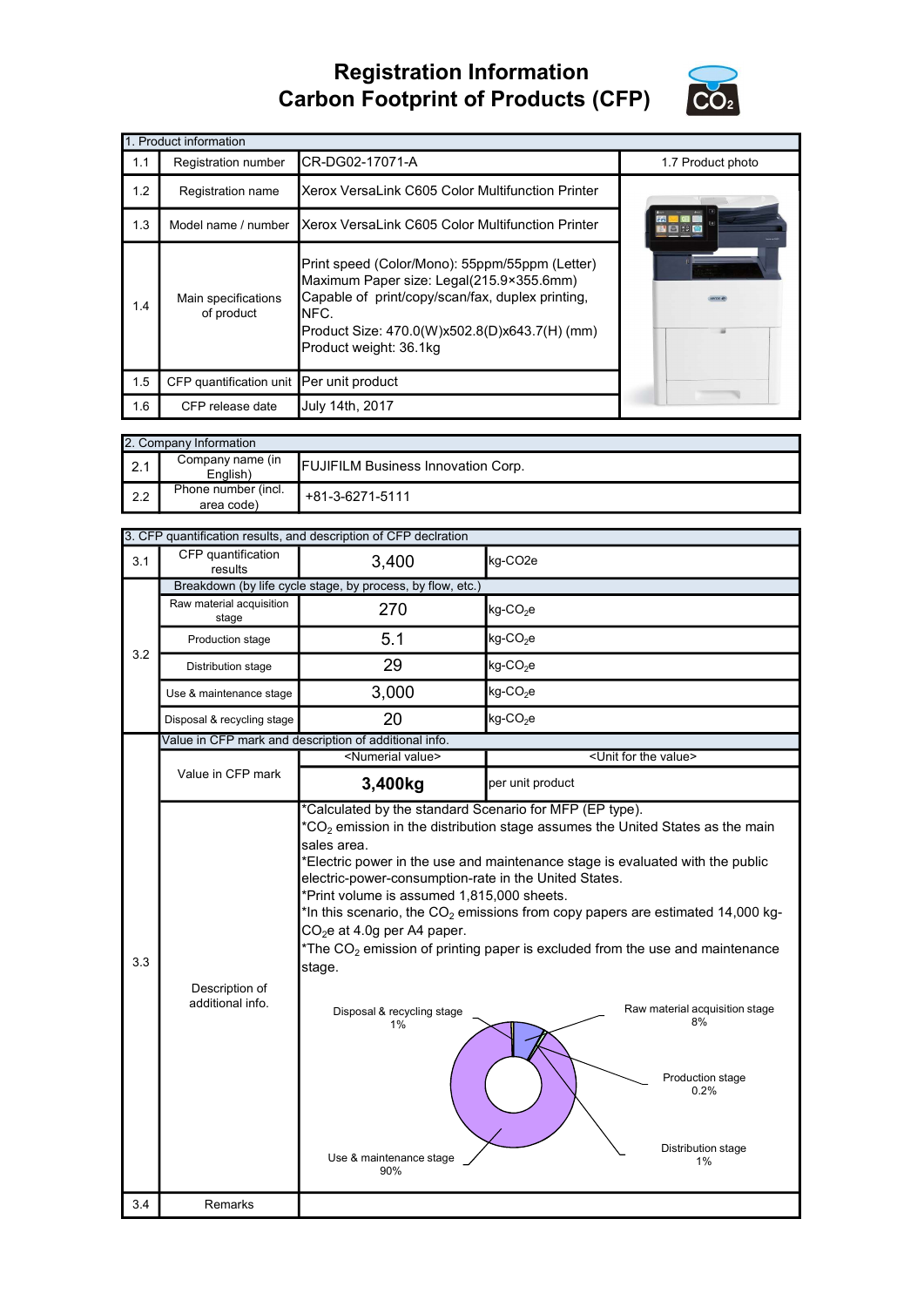# Registration Information
# Carbon Footprint of Products (CFP)

| 1. Product information | | | |
|---|---|---|---|
| 1.1 | Registration number | CR-DG02-17071-A | 1.7 Product photo |
| 1.2 | Registration name | Xerox VersaLink C605 Color Multifunction Printer | |
| 1.3 | Model name / number | Xerox VersaLink C605 Color Multifunction Printer | |
| 1.4 | Main specifications of product | Print speed (Color/Mono): 55ppm/55ppm (Letter)<br>Maximum Paper size: Legal(215.9×355.6mm)<br>Capable of print/copy/scan/fax, duplex printing, NFC.<br>Product Size: 470.0(W)x502.8(D)x643.7(H) (mm)<br>Product weight: 36.1kg | |
| 1.5 | CFP quantification unit | Per unit product | |
| 1.6 | CFP release date | July 14th, 2017 | |

| 2. Company Information | | |
|---|---|---|
| 2.1 | Company name (in English) | FUJIFILM Business Innovation Corp. |
| 2.2 | Phone number (incl. area code) | +81-3-6271-5111 |

| 3. CFP quantification results, and description of CFP declration | | | |
|---|---|---|---|
| 3.1 | CFP quantification results | 3,400 | kg-CO2e |
| 3.2 | Breakdown (by life cycle stage, by process, by flow, etc.) | | |
| | Raw material acquisition stage | 270 | kg-$CO_2$e |
| | Production stage | 5.1 | kg-$CO_2$e |
| | Distribution stage | 29 | kg-$CO_2$e |
| | Use & maintenance stage | 3,000 | kg-$CO_2$e |
| | Disposal & recycling stage | 20 | kg-$CO_2$e |
| 3.3 | Value in CFP mark and description of additional info. | | |
| | Value in CFP mark | <Numerial value> | <Unit for the value> |
| | | **3,400kg** | per unit product |
| | Description of additional info. | *Calculated by the standard Scenario for MFP (EP type).<br>*$CO_2$ emission in the distribution stage assumes the United States as the main sales area.<br>*Electric power in the use and maintenance stage is evaluated with the public electric-power-consumption-rate in the United States.<br>*Print volume is assumed 1,815,000 sheets.<br>*In this scenario, the $CO_2$ emissions from copy papers are estimated 14,000 kg-$CO_2$e at 4.0g per A4 paper.<br>*The $CO_2$ emission of printing paper is excluded from the use and maintenance stage. | |
| 3.4 | Remarks | | |

Disposal & recycling stage 1%
Raw material acquisition stage 8%
Production stage 0.2%
Distribution stage 1%
Use & maintenance stage 90%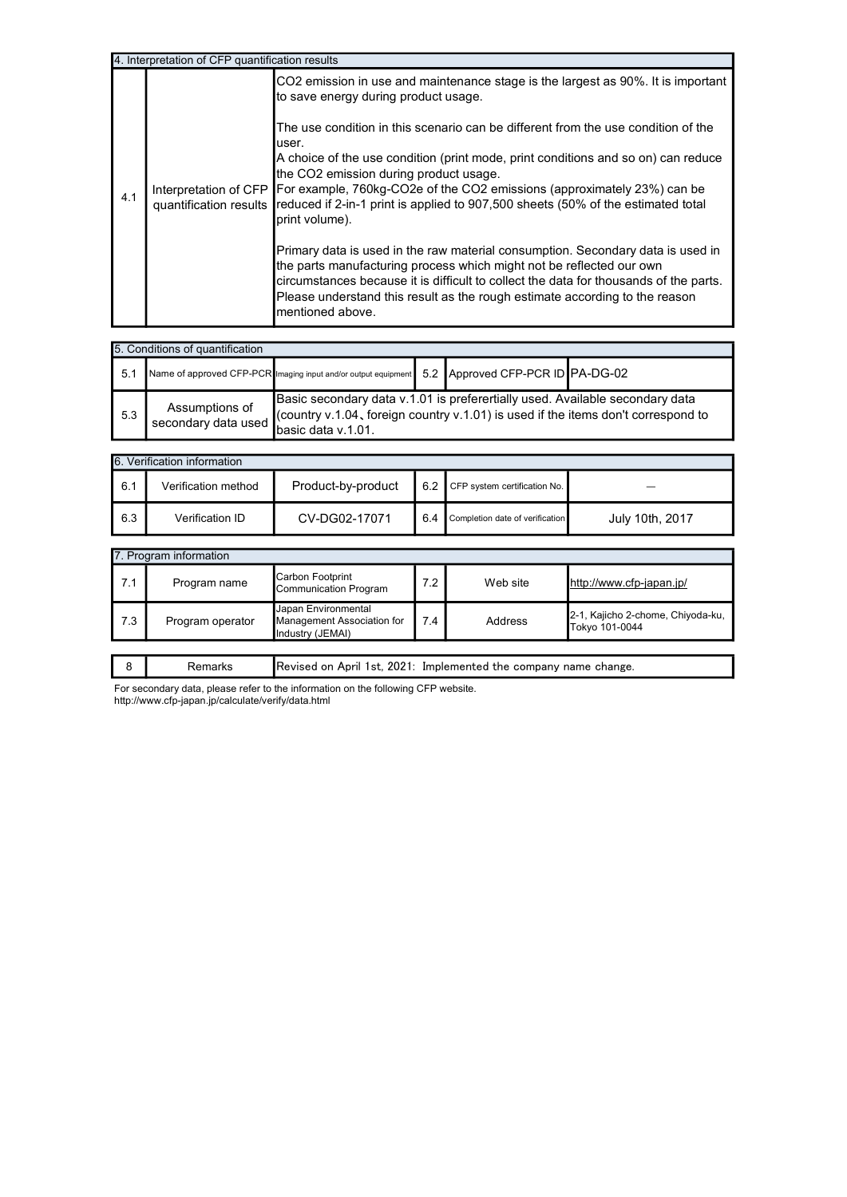## 4. Interpretation of CFP quantification results

| | | |
|---|---|---|
| 4.1 | Interpretation of CFP quantification results | $CO_2$ emission in use and maintenance stage is the largest as 90%. It is important to save energy during product usage.<br><br>The use condition in this scenario can be different from the use condition of the user.<br>A choice of the use condition (print mode, print conditions and so on) can reduce the $CO_2$ emission during product usage.<br>For example, 760kg-CO2e of the $CO_2$ emissions (approximately 23%) can be reduced if 2-in-1 print is applied to 907,500 sheets (50% of the estimated total print volume).<br><br>Primary data is used in the raw material consumption. Secondary data is used in the parts manufacturing process which might not be reflected our own circumstances because it is difficult to collect the data for thousands of the parts. Please understand this result as the rough estimate according to the reason mentioned above. |

## 5. Conditions of quantification

| | | | | | |
|---|---|---|---|---|---|
| 5.1 | Name of approved CFP-PCR | Imaging input and/or output equipment | 5.2 | Approved CFP-PCR ID | PA-DG-02 |
| 5.3 | Assumptions of secondary data used | Basic secondary data v.1.01 is preferertially used. Available secondary data (country v.1.04、foreign country v.1.01) is used if the items don't correspond to basic data v.1.01. | | | |

## 6. Verification information

| | | | | | |
|---|---|---|---|---|---|
| 6.1 | Verification method | Product-by-product | 6.2 | CFP system certification No. | — |
| 6.3 | Verification ID | CV-DG02-17071 | 6.4 | Completion date of verification | July 10th, 2017 |

## 7. Program information

| | | | | | |
|---|---|---|---|---|---|
| 7.1 | Program name | Carbon Footprint Communication Program | 7.2 | Web site | http://www.cfp-japan.jp/ |
| 7.3 | Program operator | Japan Environmental Management Association for Industry (JEMAI) | 7.4 | Address | 2-1, Kajicho 2-chome, Chiyoda-ku, Tokyo 101-0044 |

| | | |
|---|---|---|
| 8 | Remarks | Revised on April 1st, 2021: Implemented the company name change. |

For secondary data, please refer to the information on the following CFP website.
http://www.cfp-japan.jp/calculate/verify/data.html